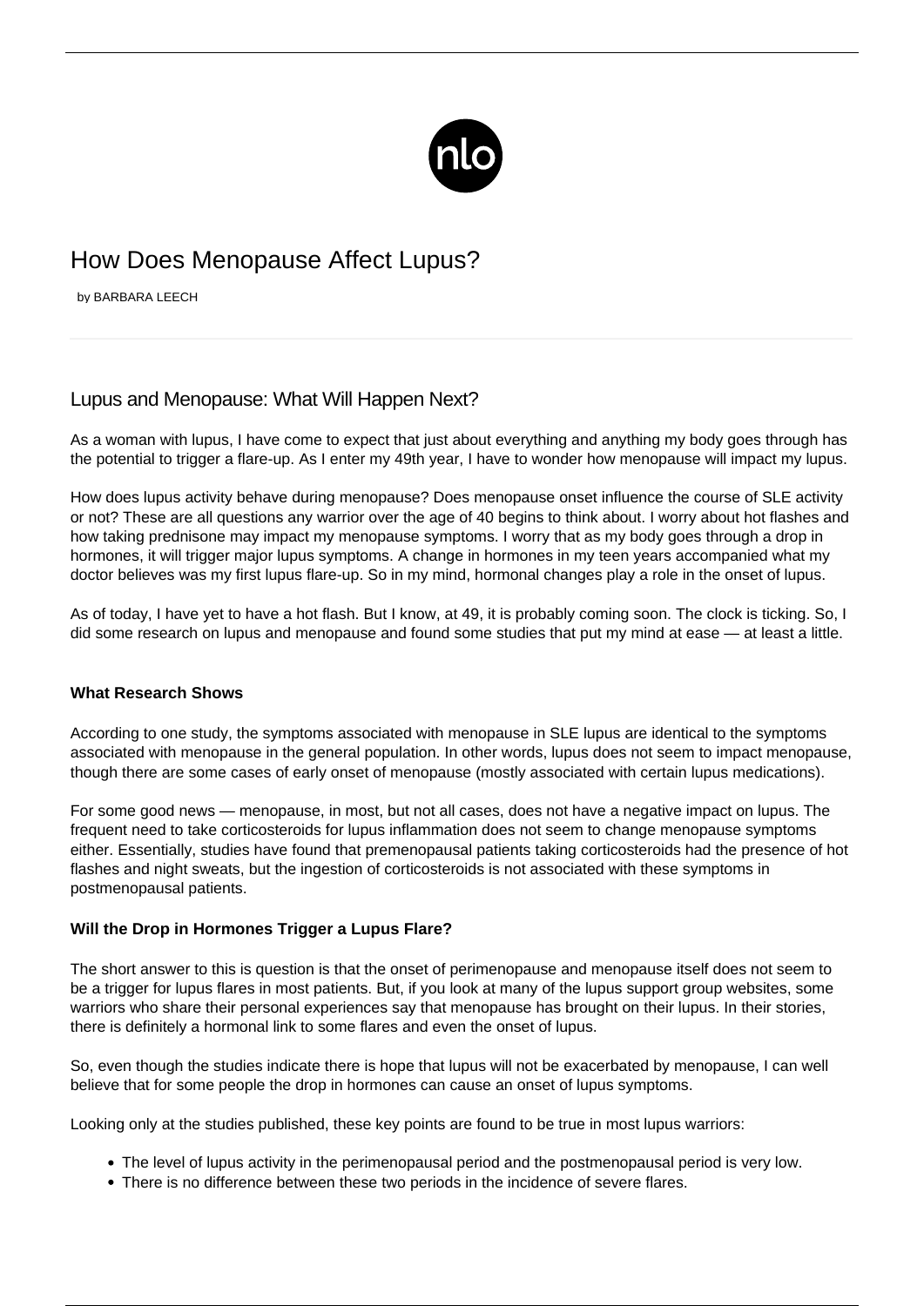# How Does Menopause Affect Lupus?

by BARBARA LEECH

## Lupus and Menopause: What Will Happen Next?

As a woman with lupus, I have come to expect that just about everything and anything my body goes through has the potential to trigger a flare-up. As I enter my 49th year, I have to wonder how menopause will impact my lupus.

How does lupus activity behave during menopause? Does menopause onset influence the course of SLE activity or not? These are all questions any warrior over the age of 40 begins to think about. I worry about hot flashes and how taking prednisone may impact my menopause symptoms. I worry that as my body goes through a drop in hormones, it will trigger major lupus symptoms. A change in hormones in my teen years accompanied what my doctor believes was my first lupus flare-up. So in my mind, hormonal changes play a role in the onset of lupus.

As of today, I have yet to have a hot flash. But I know, at 49, it is probably coming soon. The clock is ticking. So, I did some research on lupus and menopause and found some studies that put my mind at ease — at least a little.

### What Research Shows

According to one study, the symptoms associated with menopause in SLE lupus are identical to the symptoms associated with menopause in the general population. In other words, lupus does not seem to impact menopause, though there are some cases of early onset of menopause (mostly associated with certain lupus medications).

For some good news — menopause, in most, but not all cases, does not have a negative impact on lupus. The frequent need to take corticosteroids for lupus inflammation does not seem to change menopause symptoms either. Essentially, studies have found that premenopausal patients taking corticosteroids had the presence of hot flashes and night sweats, but the ingestion of corticosteroids is not associated with these symptoms in postmenopausal patients.

### Will the Drop in Hormones Trigger a Lupus Flare?

The short answer to this is question is that the onset of perimenopause and menopause itself does not seem to be a trigger for lupus flares in most patients. But, if you look at many of the lupus support group websites, some warriors who share their personal experiences say that menopause has brought on their lupus. In their stories, there is definitely a hormonal link to some flares and even the onset of lupus.

So, even though the studies indicate there is hope that lupus will not be exacerbated by menopause, I can well believe that for some people the drop in hormones can cause an onset of lupus symptoms.

Looking only at the studies published, these key points are found to be true in most lupus warriors:

- The level of lupus activity in the perimenopausal period and the postmenopausal period is very low.
- There is no difference between these two periods in the incidence of severe flares.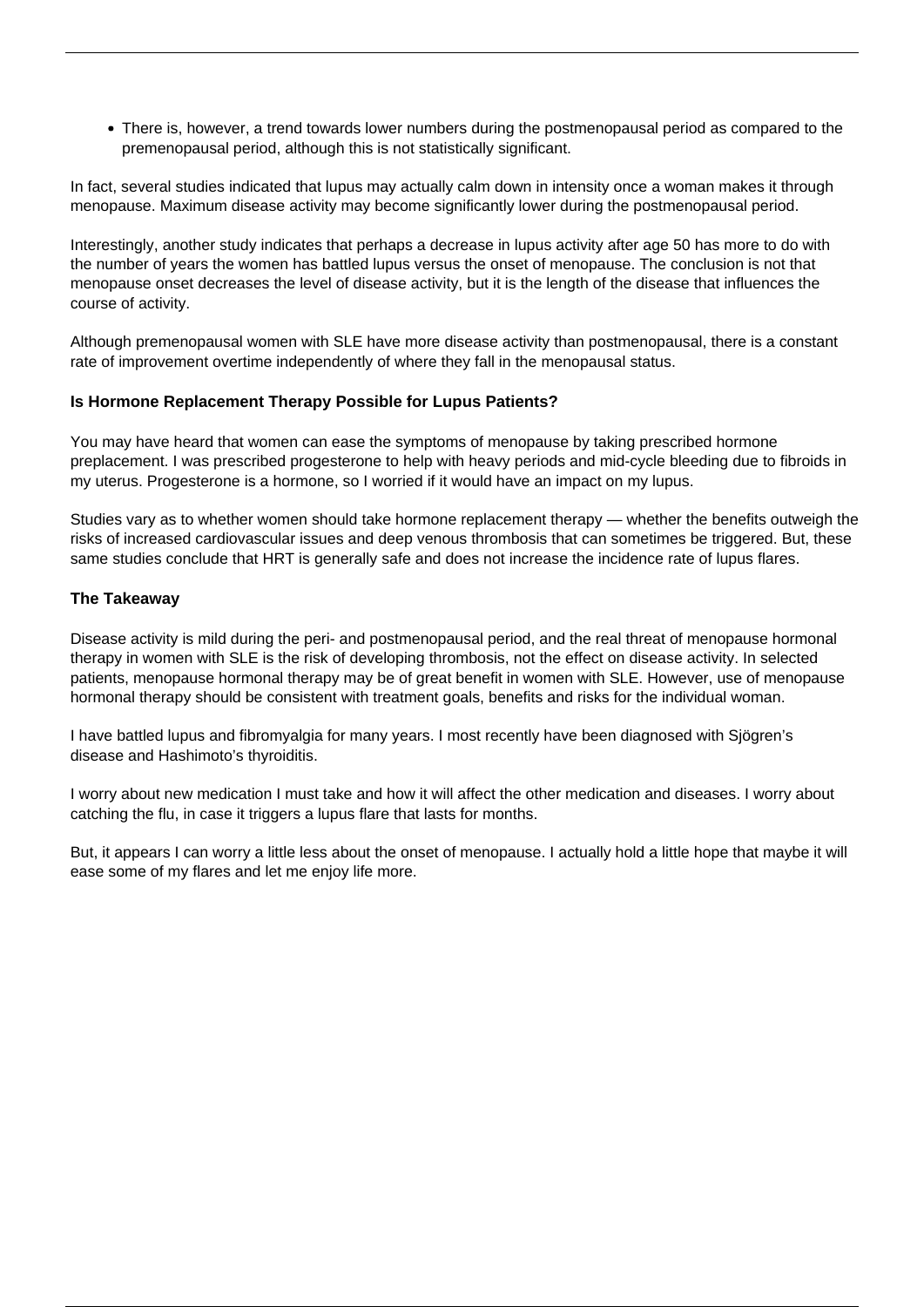- There is, however, a trend towards lower numbers during the postmenopausal period as compared to the premenopausal period, although this is not statistically significant.

In fact, several studies indicated that lupus may actually calm down in intensity once a woman makes it through menopause. Maximum disease activity may become significantly lower during the postmenopausal period.

Interestingly, another study indicates that perhaps a decrease in lupus activity after age 50 has more to do with the number of years the women has battled lupus versus the onset of menopause. The conclusion is not that menopause onset decreases the level of disease activity, but it is the length of the disease that influences the course of activity.

Although premenopausal women with SLE have more disease activity than postmenopausal, there is a constant rate of improvement overtime independently of where they fall in the menopausal status.

**Is Hormone Replacement Therapy Possible for Lupus Patients?**

You may have heard that women can ease the symptoms of menopause by taking prescribed hormone preplacement. I was prescribed progesterone to help with heavy periods and mid-cycle bleeding due to fibroids in my uterus. Progesterone is a hormone, so I worried if it would have an impact on my lupus.

Studies vary as to whether women should take hormone replacement therapy — whether the benefits outweigh the risks of increased cardiovascular issues and deep venous thrombosis that can sometimes be triggered. But, these same studies conclude that HRT is generally safe and does not increase the incidence rate of lupus flares.

**The Takeaway**

Disease activity is mild during the peri- and postmenopausal period, and the real threat of menopause hormonal therapy in women with SLE is the risk of developing thrombosis, not the effect on disease activity. In selected patients, menopause hormonal therapy may be of great benefit in women with SLE. However, use of menopause hormonal therapy should be consistent with treatment goals, benefits and risks for the individual woman.

I have battled lupus and fibromyalgia for many years. I most recently have been diagnosed with Sjögren's disease and Hashimoto's thyroiditis.

I worry about new medication I must take and how it will affect the other medication and diseases. I worry about catching the flu, in case it triggers a lupus flare that lasts for months.

But, it appears I can worry a little less about the onset of menopause. I actually hold a little hope that maybe it will ease some of my flares and let me enjoy life more.